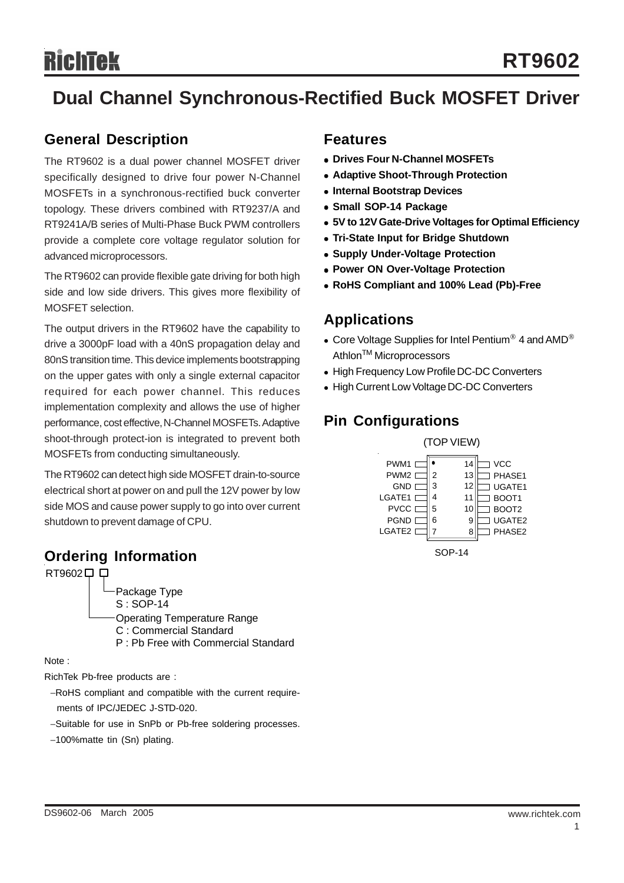# RT9602

## Dual Channel Synchronous-Rectified Buck MOSFET Driver

## General Description

The RT9602 is a dual power channel MOSFET driver specifically designed to drive four power N-Channel MOSFETs in a synchronous-rectified buck converter topology. These drivers combined with RT9237/A and RT9241A/B series of Multi-Phase Buck PWM controllers provide a complete core voltage regulator solution for advanced microprocessors.

The RT9602 can provide flexible gate driving for both high side and low side drivers. This gives more flexibility of MOSFET selection.

The output drivers in the RT9602 have the capability to drive a 3000pF load with a 40nS propagation delay and 80nS transition time. This device implements bootstrapping on the upper gates with only a single external capacitor required for each power channel. This reduces implementation complexity and allows the use of higher performance, cost effective, N-Channel MOSFETs. Adaptive shoot-through protect-ion is integrated to prevent both MOSFETs from conducting simultaneously.

The RT9602 can detect high side MOSFET drain-to-source electrical short at power on and pull the 12V power by low side MOS and cause power supply to go into over current shutdown to prevent damage of CPU.

## Ordering Information

RT9602 □ □

- Package Type
  - S : SOP-14
- Operating Temperature Range
  - C : Commercial Standard
  - P : Pb Free with Commercial Standard

Note :

RichTek Pb-free products are :

- RoHS compliant and compatible with the current requirements of IPC/JEDEC J-STD-020.
- Suitable for use in SnPb or Pb-free soldering processes.
- 100%matte tin (Sn) plating.

## Features

- **Drives Four N-Channel MOSFETs**
- **Adaptive Shoot-Through Protection**
- **Internal Bootstrap Devices**
- **Small SOP-14 Package**
- **5V to 12V Gate-Drive Voltages for Optimal Efficiency**
- **Tri-State Input for Bridge Shutdown**
- **Supply Under-Voltage Protection**
- **Power ON Over-Voltage Protection**
- **RoHS Compliant and 100% Lead (Pb)-Free**

## Applications

- Core Voltage Supplies for Intel Pentium® 4 and AMD® Athlon™ Microprocessors
- High Frequency Low Profile DC-DC Converters
- High Current Low Voltage DC-DC Converters

## Pin Configurations

(TOP VIEW)

| Pin | Name | Pin | Name |
|---|---|---|---|
| 1 | PWM1 | 14 | VCC |
| 2 | PWM2 | 13 | PHASE1 |
| 3 | GND | 12 | UGATE1 |
| 4 | LGATE1 | 11 | BOOT1 |
| 5 | PVCC | 10 | BOOT2 |
| 6 | PGND | 9 | UGATE2 |
| 7 | LGATE2 | 8 | PHASE2 |

SOP-14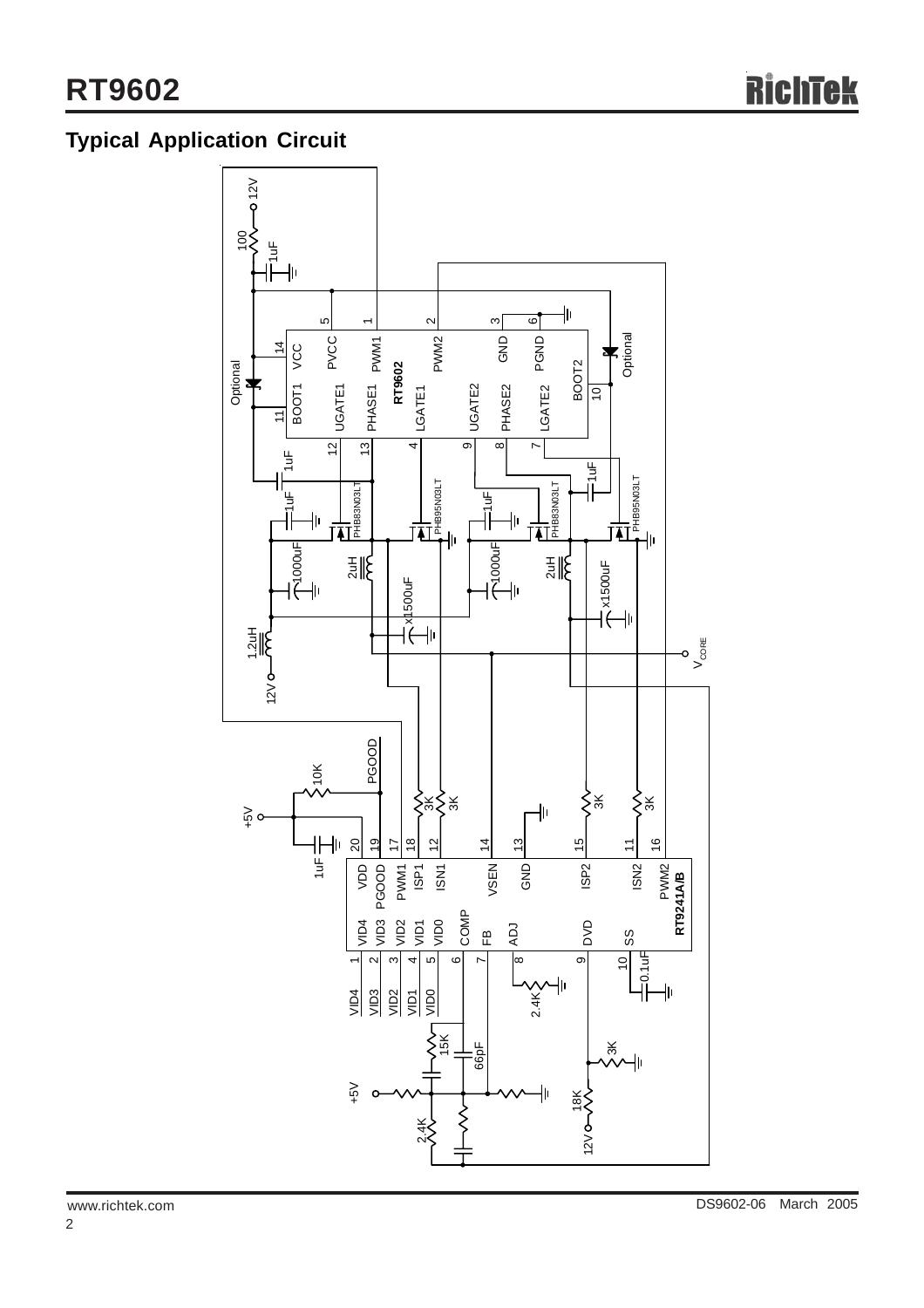## Typical Application Circuit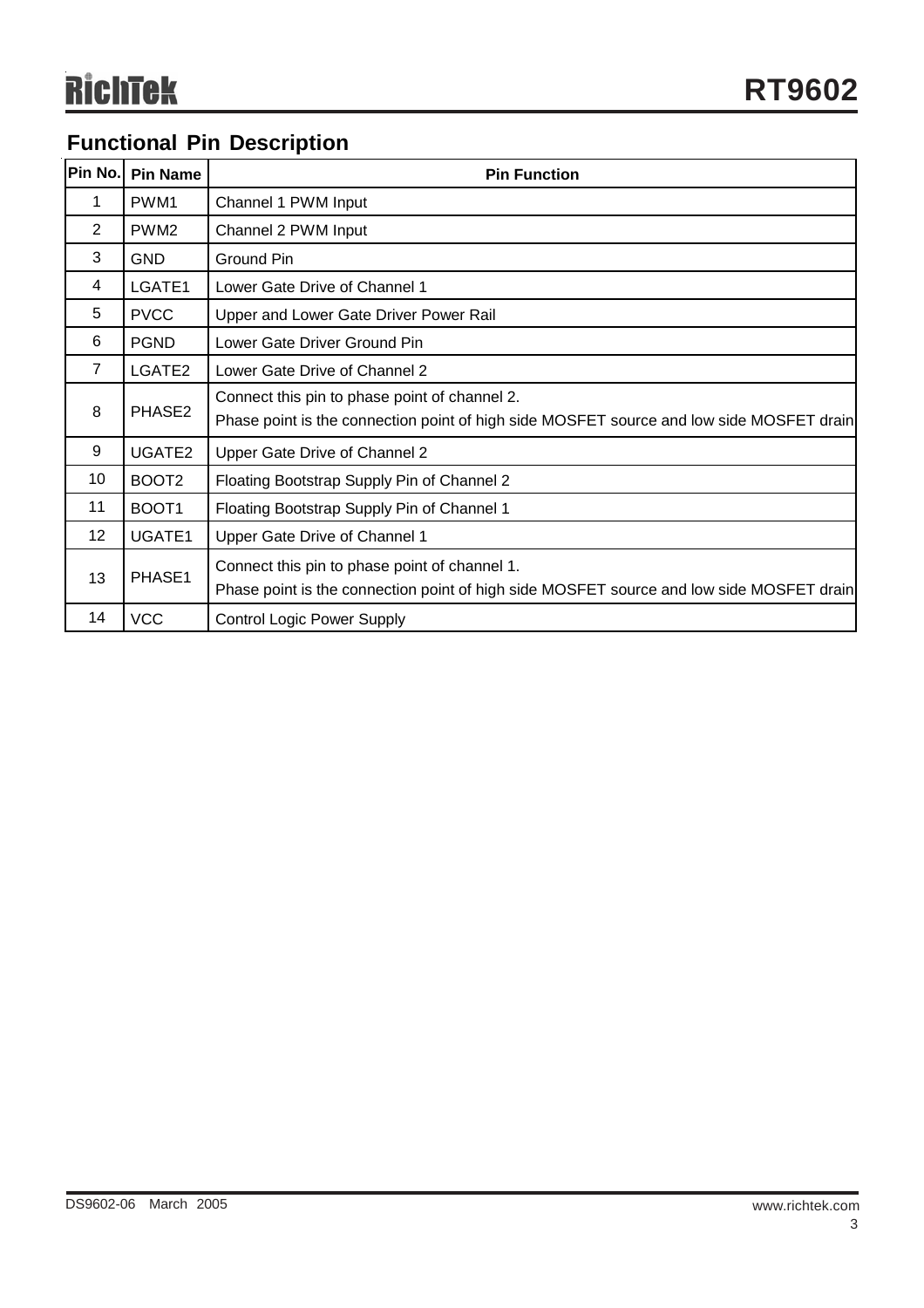## Functional Pin Description

| Pin No. | Pin Name | Pin Function |
|---|---|---|
| 1 | PWM1 | Channel 1 PWM Input |
| 2 | PWM2 | Channel 2 PWM Input |
| 3 | GND | Ground Pin |
| 4 | LGATE1 | Lower Gate Drive of Channel 1 |
| 5 | PVCC | Upper and Lower Gate Driver Power Rail |
| 6 | PGND | Lower Gate Driver Ground Pin |
| 7 | LGATE2 | Lower Gate Drive of Channel 2 |
| 8 | PHASE2 | Connect this pin to phase point of channel 2.<br>Phase point is the connection point of high side MOSFET source and low side MOSFET drain |
| 9 | UGATE2 | Upper Gate Drive of Channel 2 |
| 10 | BOOT2 | Floating Bootstrap Supply Pin of Channel 2 |
| 11 | BOOT1 | Floating Bootstrap Supply Pin of Channel 1 |
| 12 | UGATE1 | Upper Gate Drive of Channel 1 |
| 13 | PHASE1 | Connect this pin to phase point of channel 1.<br>Phase point is the connection point of high side MOSFET source and low side MOSFET drain |
| 14 | VCC | Control Logic Power Supply |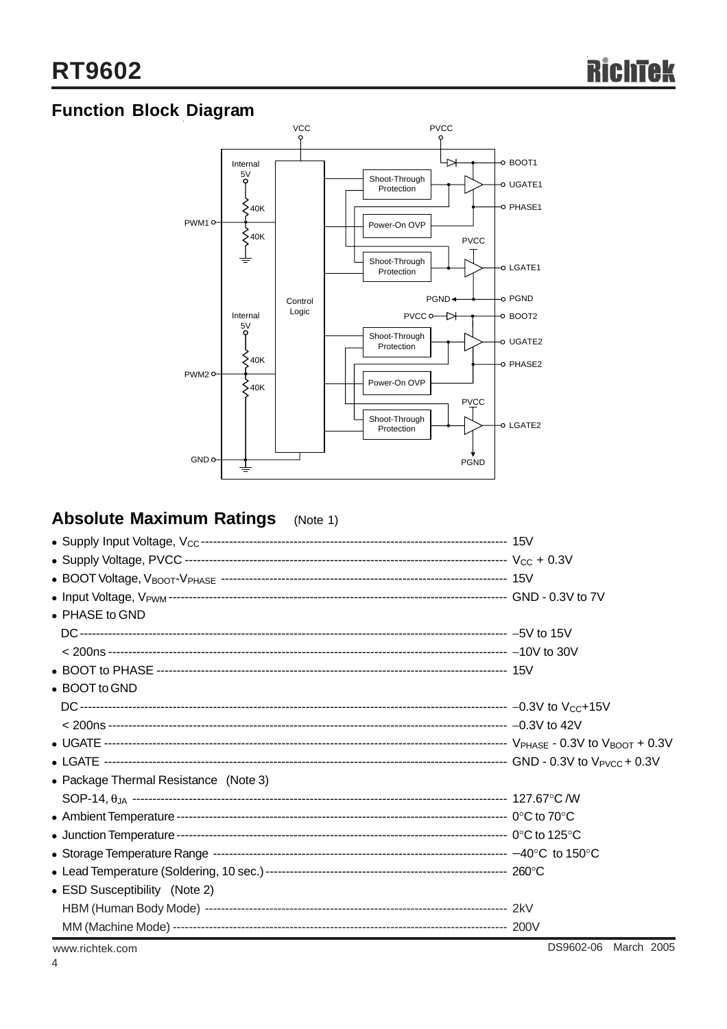## Function Block Diagram

VCC PVCC

Internal 5V, 40K, 40K, PWM1, Control Logic, Shoot-Through Protection, Power-On OVP, BOOT1, UGATE1, PHASE1, LGATE1, PGND, BOOT2, UGATE2, PHASE2, LGATE2, Internal 5V, PWM2, GND

## Absolute Maximum Ratings (Note 1)

- Supply Input Voltage, $V_{CC}$ ---------- 15V
- Supply Voltage, PVCC ---------- $V_{CC}$ + 0.3V
- BOOT Voltage, $V_{BOOT}$-$V_{PHASE}$ ---------- 15V
- Input Voltage, $V_{PWM}$ ---------- GND - 0.3V to 7V
- PHASE to GND
  DC ---------- −5V to 15V
  < 200ns ---------- −10V to 30V
- BOOT to PHASE ---------- 15V
- BOOT to GND
  DC ---------- −0.3V to $V_{CC}$+15V
  < 200ns ---------- −0.3V to 42V
- UGATE ---------- $V_{PHASE}$ - 0.3V to $V_{BOOT}$ + 0.3V
- LGATE ---------- GND - 0.3V to $V_{PVCC}$ + 0.3V
- Package Thermal Resistance (Note 3)
  SOP-14, $\theta_{JA}$ ---------- 127.67°C /W
- Ambient Temperature ---------- 0°C to 70°C
- Junction Temperature ---------- 0°C to 125°C
- Storage Temperature Range ---------- −40°C to 150°C
- Lead Temperature (Soldering, 10 sec.) ---------- 260°C
- ESD Susceptibility (Note 2)
  HBM (Human Body Mode) ---------- 2kV
  MM (Machine Mode) ---------- 200V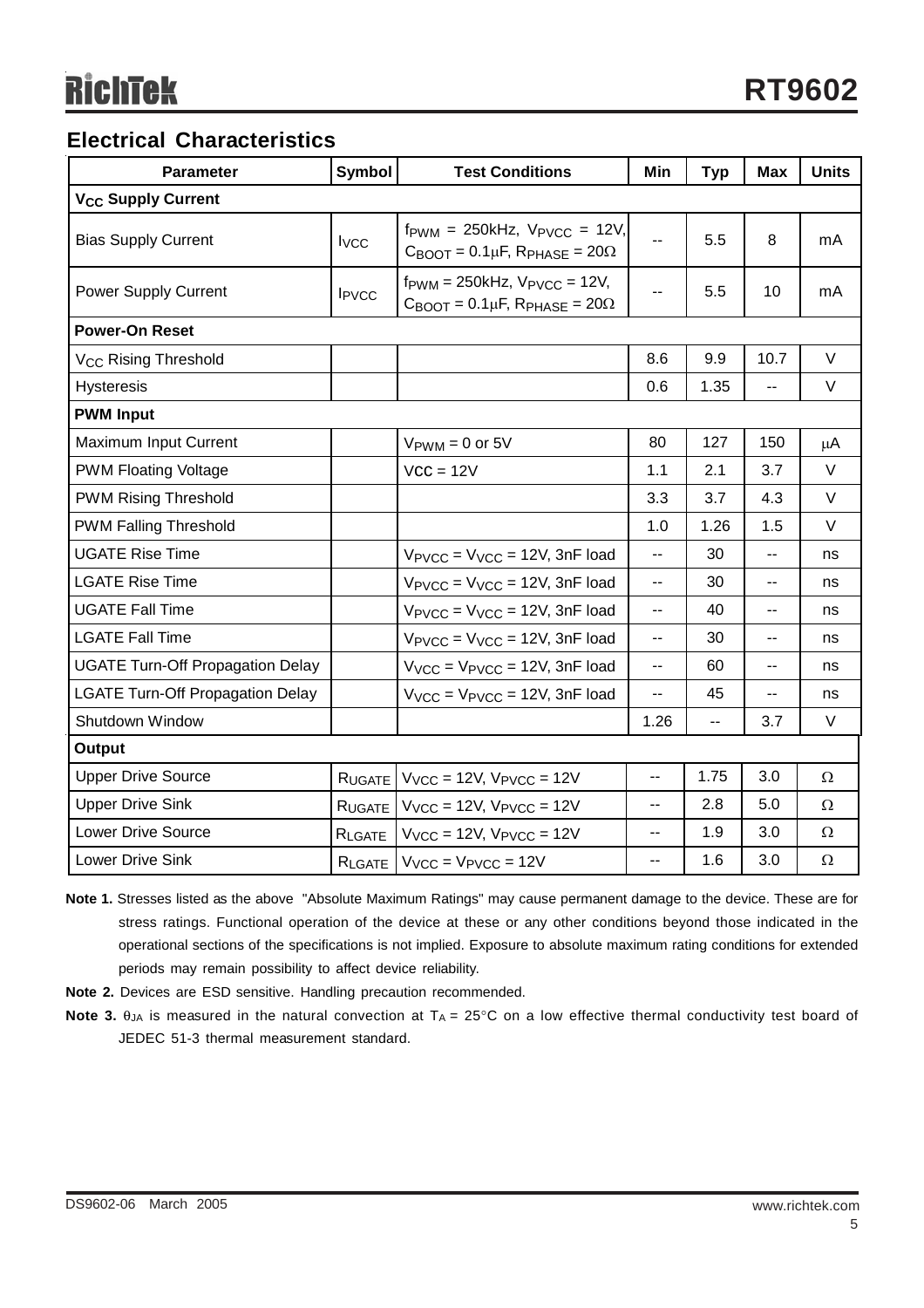## Electrical Characteristics

| Parameter | Symbol | Test Conditions | Min | Typ | Max | Units |
|---|---|---|---|---|---|---|
| **$V_{CC}$ Supply Current** | | | | | | |
| Bias Supply Current | $I_{VCC}$ | $f_{PWM}$ = 250kHz, $V_{PVCC}$ = 12V, $C_{BOOT}$ = 0.1μF, $R_{PHASE}$ = 20Ω | -- | 5.5 | 8 | mA |
| Power Supply Current | $I_{PVCC}$ | $f_{PWM}$ = 250kHz, $V_{PVCC}$ = 12V, $C_{BOOT}$ = 0.1μF, $R_{PHASE}$ = 20Ω | -- | 5.5 | 10 | mA |
| **Power-On Reset** | | | | | | |
| $V_{CC}$ Rising Threshold | | | 8.6 | 9.9 | 10.7 | V |
| Hysteresis | | | 0.6 | 1.35 | -- | V |
| **PWM Input** | | | | | | |
| Maximum Input Current | | $V_{PWM}$ = 0 or 5V | 80 | 127 | 150 | μA |
| PWM Floating Voltage | | VCC = 12V | 1.1 | 2.1 | 3.7 | V |
| PWM Rising Threshold | | | 3.3 | 3.7 | 4.3 | V |
| PWM Falling Threshold | | | 1.0 | 1.26 | 1.5 | V |
| UGATE Rise Time | | $V_{PVCC}$ = $V_{VCC}$ = 12V, 3nF load | -- | 30 | -- | ns |
| LGATE Rise Time | | $V_{PVCC}$ = $V_{VCC}$ = 12V, 3nF load | -- | 30 | -- | ns |
| UGATE Fall Time | | $V_{PVCC}$ = $V_{VCC}$ = 12V, 3nF load | -- | 40 | -- | ns |
| LGATE Fall Time | | $V_{PVCC}$ = $V_{VCC}$ = 12V, 3nF load | -- | 30 | -- | ns |
| UGATE Turn-Off Propagation Delay | | $V_{VCC}$ = $V_{PVCC}$ = 12V, 3nF load | -- | 60 | -- | ns |
| LGATE Turn-Off Propagation Delay | | $V_{VCC}$ = $V_{PVCC}$ = 12V, 3nF load | -- | 45 | -- | ns |
| Shutdown Window | | | 1.26 | -- | 3.7 | V |
| **Output** | | | | | | |
| Upper Drive Source | $R_{UGATE}$ | $V_{VCC}$ = 12V, $V_{PVCC}$ = 12V | -- | 1.75 | 3.0 | Ω |
| Upper Drive Sink | $R_{UGATE}$ | $V_{VCC}$ = 12V, $V_{PVCC}$ = 12V | -- | 2.8 | 5.0 | Ω |
| Lower Drive Source | $R_{LGATE}$ | $V_{VCC}$ = 12V, $V_{PVCC}$ = 12V | -- | 1.9 | 3.0 | Ω |
| Lower Drive Sink | $R_{LGATE}$ | $V_{VCC}$ = $V_{PVCC}$ = 12V | -- | 1.6 | 3.0 | Ω |

**Note 1.** Stresses listed as the above "Absolute Maximum Ratings" may cause permanent damage to the device. These are for stress ratings. Functional operation of the device at these or any other conditions beyond those indicated in the operational sections of the specifications is not implied. Exposure to absolute maximum rating conditions for extended periods may remain possibility to affect device reliability.

**Note 2.** Devices are ESD sensitive. Handling precaution recommended.

**Note 3.** $\theta_{JA}$ is measured in the natural convection at $T_A$ = 25°C on a low effective thermal conductivity test board of JEDEC 51-3 thermal measurement standard.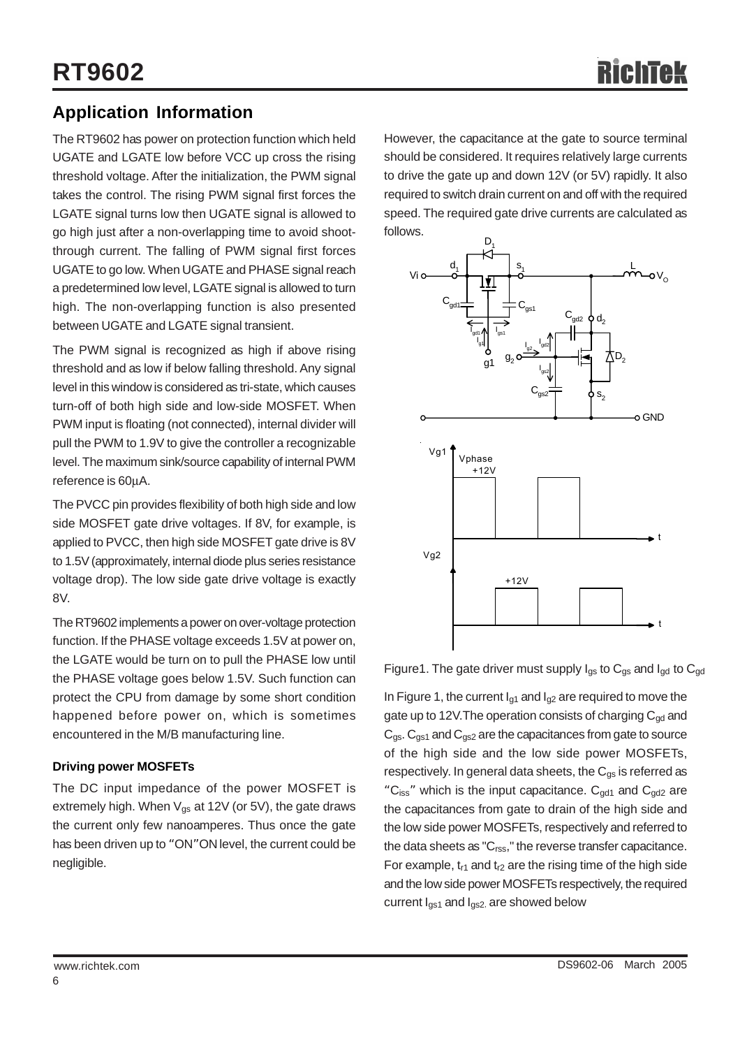## Application Information

The RT9602 has power on protection function which held UGATE and LGATE low before VCC up cross the rising threshold voltage. After the initialization, the PWM signal takes the control. The rising PWM signal first forces the LGATE signal turns low then UGATE signal is allowed to go high just after a non-overlapping time to avoid shoot-through current. The falling of PWM signal first forces UGATE to go low. When UGATE and PHASE signal reach a predetermined low level, LGATE signal is allowed to turn high. The non-overlapping function is also presented between UGATE and LGATE signal transient.

The PWM signal is recognized as high if above rising threshold and as low if below falling threshold. Any signal level in this window is considered as tri-state, which causes turn-off of both high side and low-side MOSFET. When PWM input is floating (not connected), internal divider will pull the PWM to 1.9V to give the controller a recognizable level. The maximum sink/source capability of internal PWM reference is 60μA.

The PVCC pin provides flexibility of both high side and low side MOSFET gate drive voltages. If 8V, for example, is applied to PVCC, then high side MOSFET gate drive is 8V to 1.5V (approximately, internal diode plus series resistance voltage drop). The low side gate drive voltage is exactly 8V.

The RT9602 implements a power on over-voltage protection function. If the PHASE voltage exceeds 1.5V at power on, the LGATE would be turn on to pull the PHASE low until the PHASE voltage goes below 1.5V. Such function can protect the CPU from damage by some short condition happened before power on, which is sometimes encountered in the M/B manufacturing line.

#### Driving power MOSFETs

The DC input impedance of the power MOSFET is extremely high. When $V_{gs}$ at 12V (or 5V), the gate draws the current only few nanoamperes. Thus once the gate has been driven up to "ON" level, the current could be negligible.

However, the capacitance at the gate to source terminal should be considered. It requires relatively large currents to drive the gate up and down 12V (or 5V) rapidly. It also required to switch drain current on and off with the required speed. The required gate drive currents are calculated as follows.

Figure1. The gate driver must supply $I_{gs}$ to $C_{gs}$ and $I_{gd}$ to $C_{gd}$

In Figure 1, the current $I_{g1}$ and $I_{g2}$ are required to move the gate up to 12V.The operation consists of charging $C_{gd}$ and $C_{gs}$. $C_{gs1}$ and $C_{gs2}$ are the capacitances from gate to source of the high side and the low side power MOSFETs, respectively. In general data sheets, the $C_{gs}$ is referred as "$C_{iss}$" which is the input capacitance. $C_{gd1}$ and $C_{gd2}$ are the capacitances from gate to drain of the high side and the low side power MOSFETs, respectively and referred to the data sheets as "$C_{rss}$," the reverse transfer capacitance. For example, $t_{r1}$ and $t_{r2}$ are the rising time of the high side and the low side power MOSFETs respectively, the required current $I_{gs1}$ and $I_{gs2}$, are showed below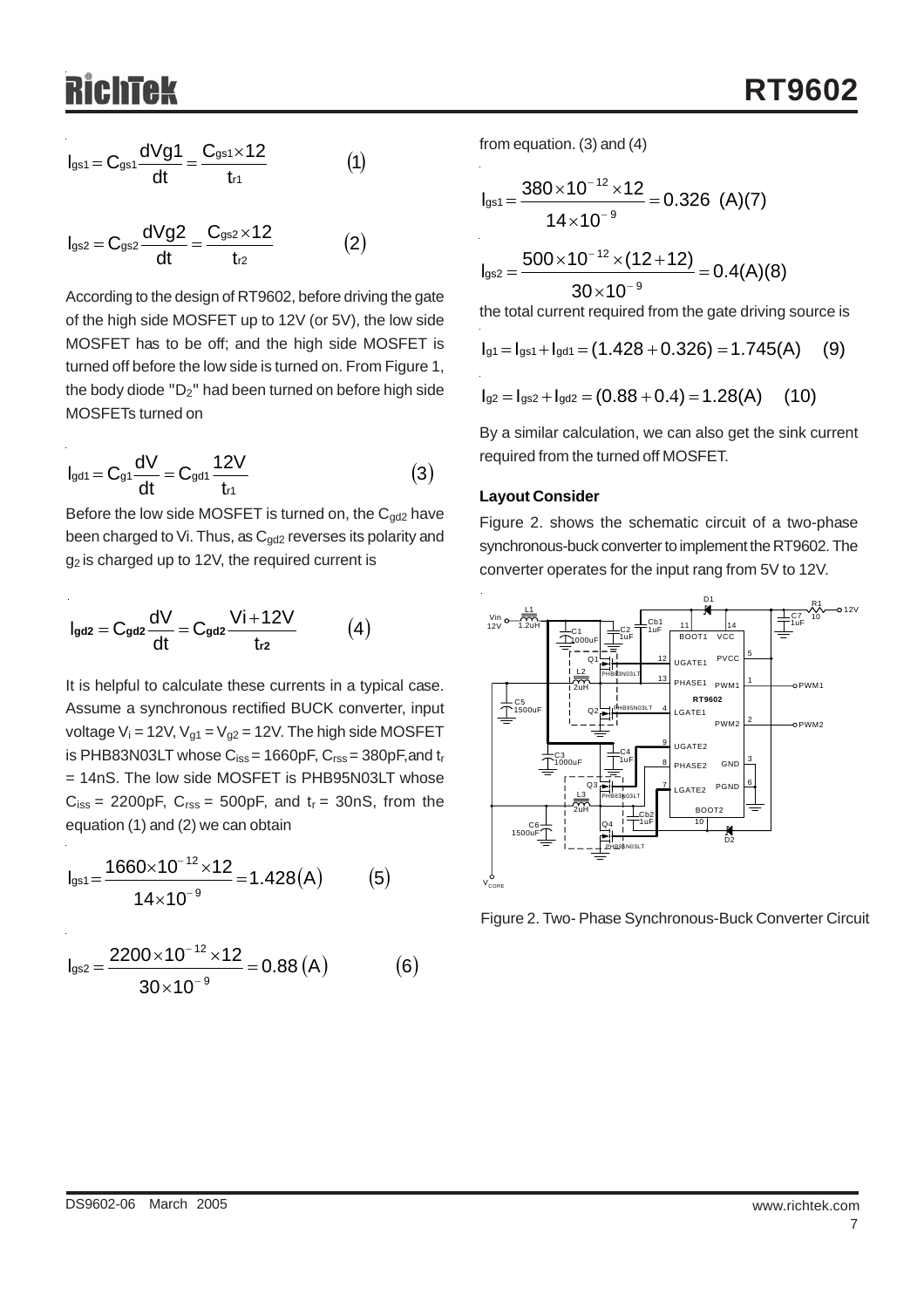$$I_{gs1} = C_{gs1}\frac{dVg1}{dt} = \frac{C_{gs1}\times 12}{t_{r1}} \qquad (1)$$

$$I_{gs2} = C_{gs2}\frac{dVg2}{dt} = \frac{C_{gs2}\times 12}{t_{r2}} \qquad (2)$$

According to the design of RT9602, before driving the gate of the high side MOSFET up to 12V (or 5V), the low side MOSFET has to be off; and the high side MOSFET is turned off before the low side is turned on. From Figure 1, the body diode "$D_2$" had been turned on before high side MOSFETs turned on

$$I_{gd1} = C_{g1}\frac{dV}{dt} = C_{gd1}\frac{12V}{t_{r1}} \qquad (3)$$

Before the low side MOSFET is turned on, the $C_{gd2}$ have been charged to Vi. Thus, as $C_{gd2}$ reverses its polarity and $g_2$ is charged up to 12V, the required current is

$$I_{gd2} = C_{gd2}\frac{dV}{dt} = C_{gd2}\frac{Vi+12V}{t_{r2}} \qquad (4)$$

It is helpful to calculate these currents in a typical case. Assume a synchronous rectified BUCK converter, input voltage $V_i$ = 12V, $V_{g1} = V_{g2}$ = 12V. The high side MOSFET is PHB83N03LT whose $C_{iss}$ = 1660pF, $C_{rss}$ = 380pF,and $t_r$ = 14nS. The low side MOSFET is PHB95N03LT whose $C_{iss}$ = 2200pF, $C_{rss}$ = 500pF, and $t_r$ = 30nS, from the equation (1) and (2) we can obtain

$$I_{gs1} = \frac{1660\times 10^{-12}\times 12}{14\times 10^{-9}} = 1.428(A) \qquad (5)$$

$$I_{gs2} = \frac{2200\times 10^{-12}\times 12}{30\times 10^{-9}} = 0.88(A) \qquad (6)$$

from equation. (3) and (4)

$$I_{gs1} = \frac{380\times 10^{-12}\times 12}{14\times 10^{-9}} = 0.326 \ (A)(7)$$

$$I_{gs2} = \frac{500\times 10^{-12}\times (12+12)}{30\times 10^{-9}} = 0.4(A)(8)$$

the total current required from the gate driving source is

$$I_{g1} = I_{gs1} + I_{gd1} = (1.428 + 0.326) = 1.745(A) \qquad (9)$$

$$I_{g2} = I_{gs2} + I_{gd2} = (0.88 + 0.4) = 1.28(A) \qquad (10)$$

By a similar calculation, we can also get the sink current required from the turned off MOSFET.

### Layout Consider

Figure 2. shows the schematic circuit of a two-phase synchronous-buck converter to implement the RT9602. The converter operates for the input rang from 5V to 12V.

Figure 2. Two- Phase Synchronous-Buck Converter Circuit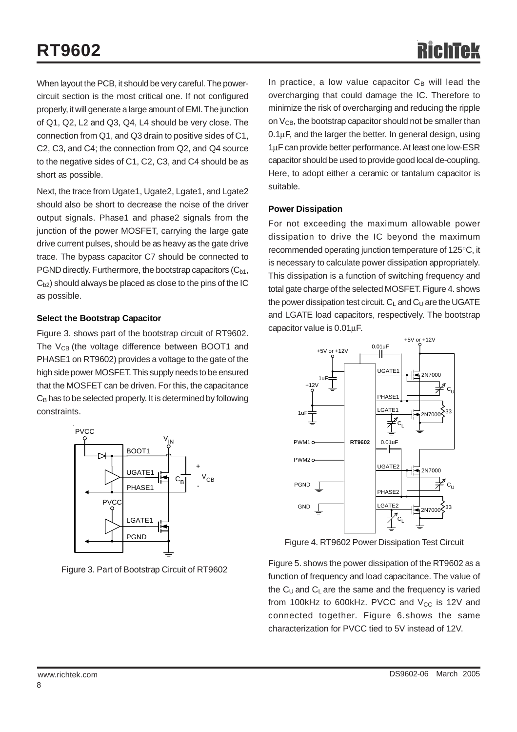When layout the PCB, it should be very careful. The power-circuit section is the most critical one. If not configured properly, it will generate a large amount of EMI. The junction of Q1, Q2, L2 and Q3, Q4, L4 should be very close. The connection from Q1, and Q3 drain to positive sides of C1, C2, C3, and C4; the connection from Q2, and Q4 source to the negative sides of C1, C2, C3, and C4 should be as short as possible.

Next, the trace from Ugate1, Ugate2, Lgate1, and Lgate2 should also be short to decrease the noise of the driver output signals. Phase1 and phase2 signals from the junction of the power MOSFET, carrying the large gate drive current pulses, should be as heavy as the gate drive trace. The bypass capacitor C7 should be connected to PGND directly. Furthermore, the bootstrap capacitors ($C_{b1}$, $C_{b2}$) should always be placed as close to the pins of the IC as possible.

**Select the Bootstrap Capacitor**

Figure 3. shows part of the bootstrap circuit of RT9602. The $V_{CB}$ (the voltage difference between BOOT1 and PHASE1 on RT9602) provides a voltage to the gate of the high side power MOSFET. This supply needs to be ensured that the MOSFET can be driven. For this, the capacitance $C_B$ has to be selected properly. It is determined by following constraints.

Figure 3. Part of Bootstrap Circuit of RT9602

In practice, a low value capacitor $C_B$ will lead the overcharging that could damage the IC. Therefore to minimize the risk of overcharging and reducing the ripple on $V_{CB}$, the bootstrap capacitor should not be smaller than 0.1μF, and the larger the better. In general design, using 1μF can provide better performance. At least one low-ESR capacitor should be used to provide good local de-coupling. Here, to adopt either a ceramic or tantalum capacitor is suitable.

**Power Dissipation**

For not exceeding the maximum allowable power dissipation to drive the IC beyond the maximum recommended operating junction temperature of 125°C, it is necessary to calculate power dissipation appropriately. This dissipation is a function of switching frequency and total gate charge of the selected MOSFET. Figure 4. shows the power dissipation test circuit. $C_L$ and $C_U$ are the UGATE and LGATE load capacitors, respectively. The bootstrap capacitor value is 0.01μF.

Figure 4. RT9602 Power Dissipation Test Circuit

Figure 5. shows the power dissipation of the RT9602 as a function of frequency and load capacitance. The value of the $C_U$ and $C_L$ are the same and the frequency is varied from 100kHz to 600kHz. PVCC and $V_{CC}$ is 12V and connected together. Figure 6.shows the same characterization for PVCC tied to 5V instead of 12V.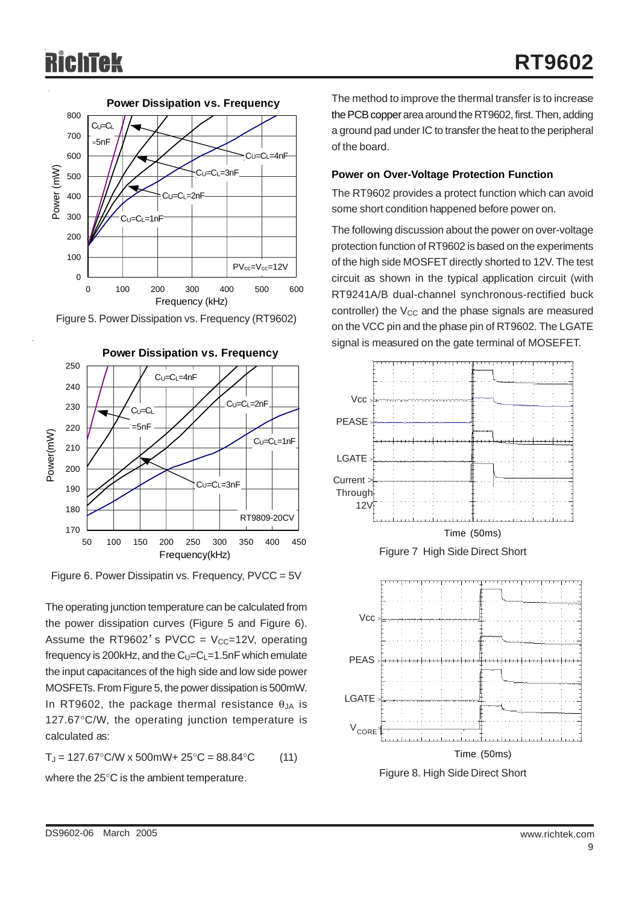Figure 5. Power Dissipation vs. Frequency (RT9602)

Figure 6. Power Dissipatin vs. Frequency, PVCC = 5V

The operating junction temperature can be calculated from the power dissipation curves (Figure 5 and Figure 6). Assume the RT9602's PVCC = $V_{CC}$=12V, operating frequency is 200kHz, and the $C_U$=$C_L$=1.5nF which emulate the input capacitances of the high side and low side power MOSFETs. From Figure 5, the power dissipation is 500mW. In RT9602, the package thermal resistance $\theta_{JA}$ is 127.67°C/W, the operating junction temperature is calculated as:

$$T_J = 127.67°C/W \times 500mW + 25°C = 88.84°C \qquad (11)$$

where the 25°C is the ambient temperature.

The method to improve the thermal transfer is to increase the PCB copper area around the RT9602, first. Then, adding a ground pad under IC to transfer the heat to the peripheral of the board.

**Power on Over-Voltage Protection Function**

The RT9602 provides a protect function which can avoid some short condition happened before power on.

The following discussion about the power on over-voltage protection function of RT9602 is based on the experiments of the high side MOSFET directly shorted to 12V. The test circuit as shown in the typical application circuit (with RT9241A/B dual-channel synchronous-rectified buck controller) the $V_{CC}$ and the phase signals are measured on the VCC pin and the phase pin of RT9602. The LGATE signal is measured on the gate terminal of MOSEFET.

Figure 7 High Side Direct Short

Figure 8. High Side Direct Short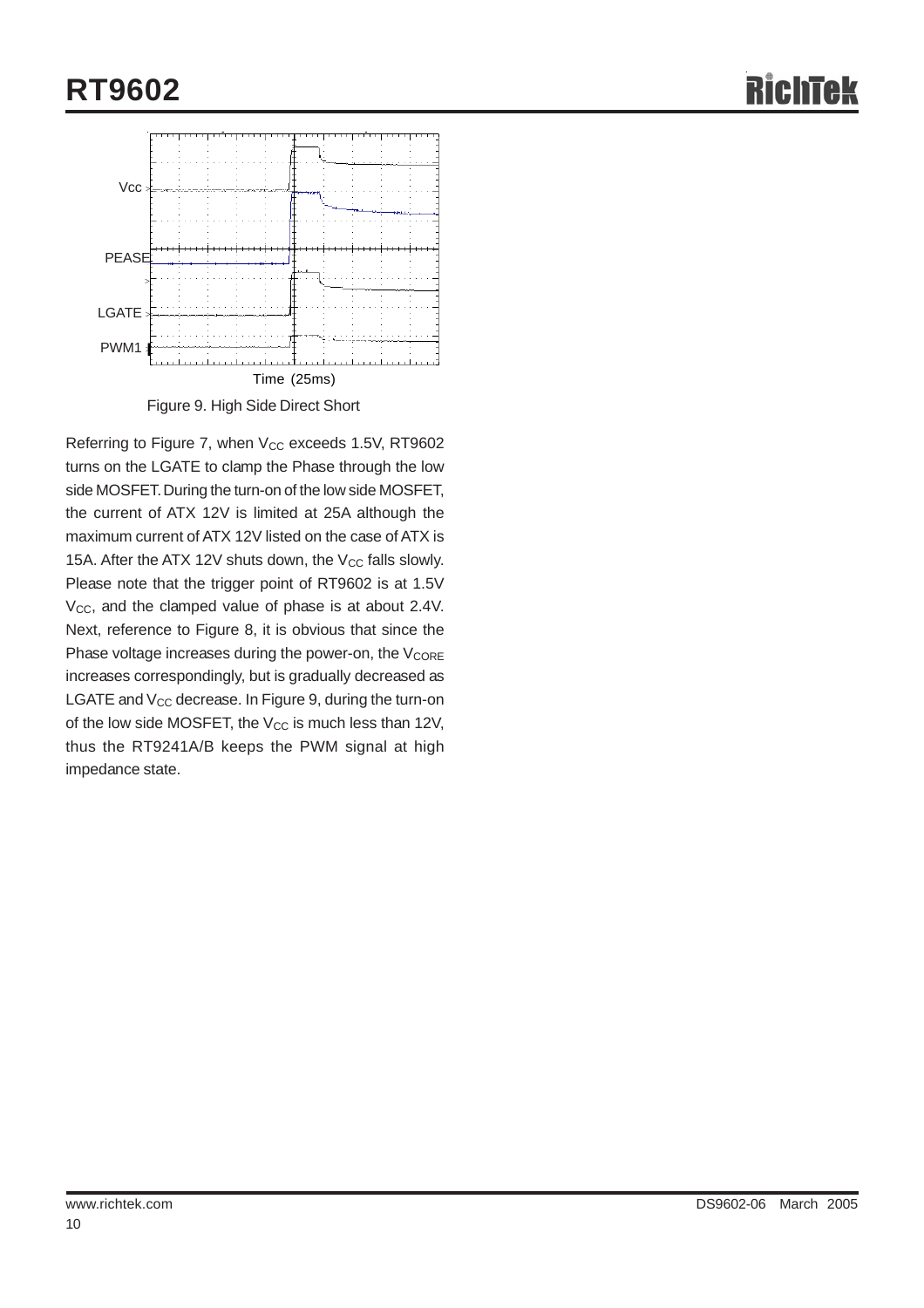Vcc

PEASE

LGATE

PWM1

Time (25ms)

Figure 9. High Side Direct Short

Referring to Figure 7, when $V_{CC}$ exceeds 1.5V, RT9602 turns on the LGATE to clamp the Phase through the low side MOSFET. During the turn-on of the low side MOSFET, the current of ATX 12V is limited at 25A although the maximum current of ATX 12V listed on the case of ATX is 15A. After the ATX 12V shuts down, the $V_{CC}$ falls slowly. Please note that the trigger point of RT9602 is at 1.5V $V_{CC}$, and the clamped value of phase is at about 2.4V. Next, reference to Figure 8, it is obvious that since the Phase voltage increases during the power-on, the $V_{CORE}$ increases correspondingly, but is gradually decreased as LGATE and $V_{CC}$ decrease. In Figure 9, during the turn-on of the low side MOSFET, the $V_{CC}$ is much less than 12V, thus the RT9241A/B keeps the PWM signal at high impedance state.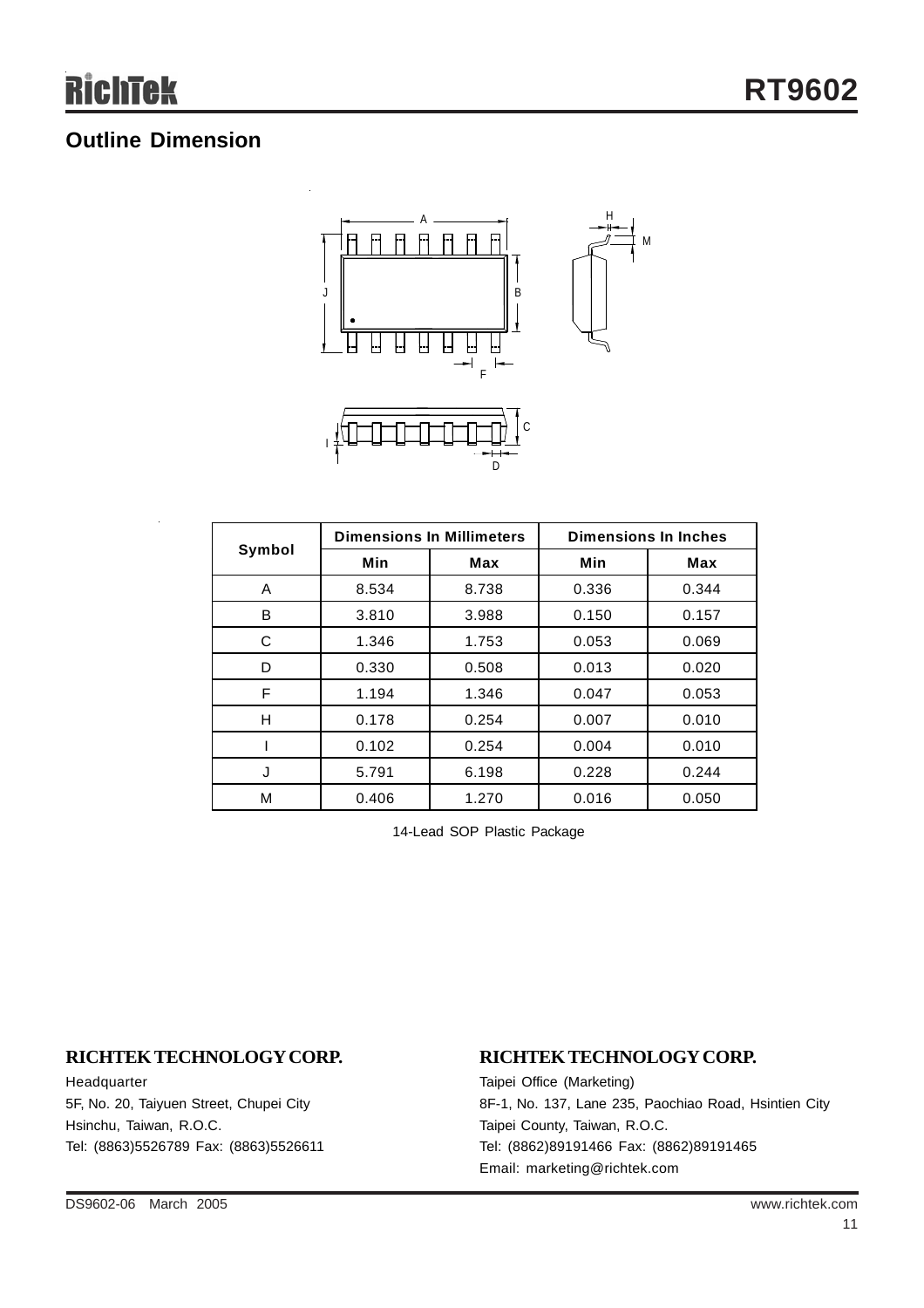## Outline Dimension

A

H

M

J

B

F

C

I

D

| Symbol | Dimensions In Millimeters | | Dimensions In Inches | |
|---|---|---|---|---|
| | Min | Max | Min | Max |
| A | 8.534 | 8.738 | 0.336 | 0.344 |
| B | 3.810 | 3.988 | 0.150 | 0.157 |
| C | 1.346 | 1.753 | 0.053 | 0.069 |
| D | 0.330 | 0.508 | 0.013 | 0.020 |
| F | 1.194 | 1.346 | 0.047 | 0.053 |
| H | 0.178 | 0.254 | 0.007 | 0.010 |
| I | 0.102 | 0.254 | 0.004 | 0.010 |
| J | 5.791 | 6.198 | 0.228 | 0.244 |
| M | 0.406 | 1.270 | 0.016 | 0.050 |

14-Lead SOP Plastic Package

**RICHTEK TECHNOLOGY CORP.**

Headquarter
5F, No. 20, Taiyuen Street, Chupei City
Hsinchu, Taiwan, R.O.C.
Tel: (8863)5526789 Fax: (8863)5526611

**RICHTEK TECHNOLOGY CORP.**

Taipei Office (Marketing)
8F-1, No. 137, Lane 235, Paochiao Road, Hsintien City
Taipei County, Taiwan, R.O.C.
Tel: (8862)89191466 Fax: (8862)89191465
Email: marketing@richtek.com